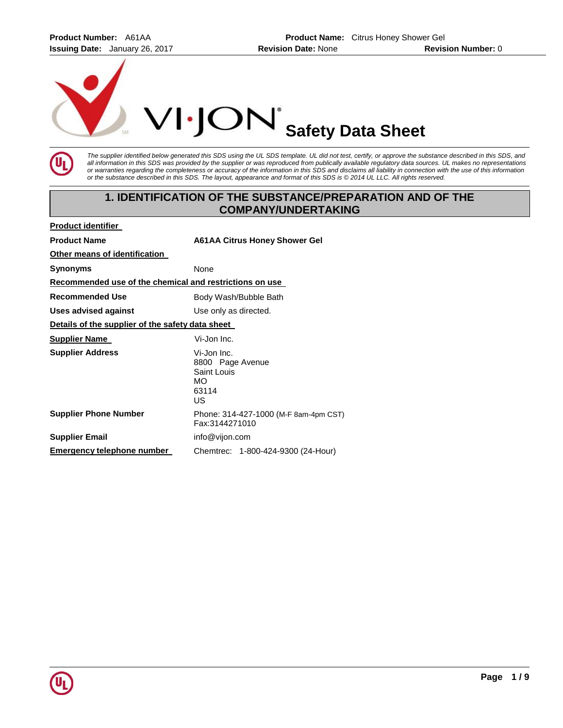**Product Number:** A61AA **Product Name:** Citrus Honey Shower Gel
**Issuing Date:** January 26, 2017 **Revision Date:** None **Revision Number:** 0

VI·JON® **Safety Data Sheet**

*The supplier identified below generated this SDS using the UL SDS template. UL did not test, certify, or approve the substance described in this SDS, and all information in this SDS was provided by the supplier or was reproduced from publically available regulatory data sources. UL makes no representations or warranties regarding the completeness or accuracy of the information in this SDS and disclaims all liability in connection with the use of this information or the substance described in this SDS. The layout, appearance and format of this SDS is © 2014 UL LLC. All rights reserved.*

## 1. IDENTIFICATION OF THE SUBSTANCE/PREPARATION AND OF THE COMPANY/UNDERTAKING

**Product identifier**

**Product Name** **A61AA Citrus Honey Shower Gel**

**Other means of identification**

**Synonyms** None

**Recommended use of the chemical and restrictions on use**

**Recommended Use** Body Wash/Bubble Bath

**Uses advised against** Use only as directed.

**Details of the supplier of the safety data sheet**

**Supplier Name** Vi-Jon Inc.

**Supplier Address** Vi-Jon Inc.
8800 Page Avenue
Saint Louis
MO
63114
US

**Supplier Phone Number** Phone: 314-427-1000 (M-F 8am-4pm CST)
Fax:3144271010

**Supplier Email** info@vijon.com

**Emergency telephone number** Chemtrec: 1-800-424-9300 (24-Hour)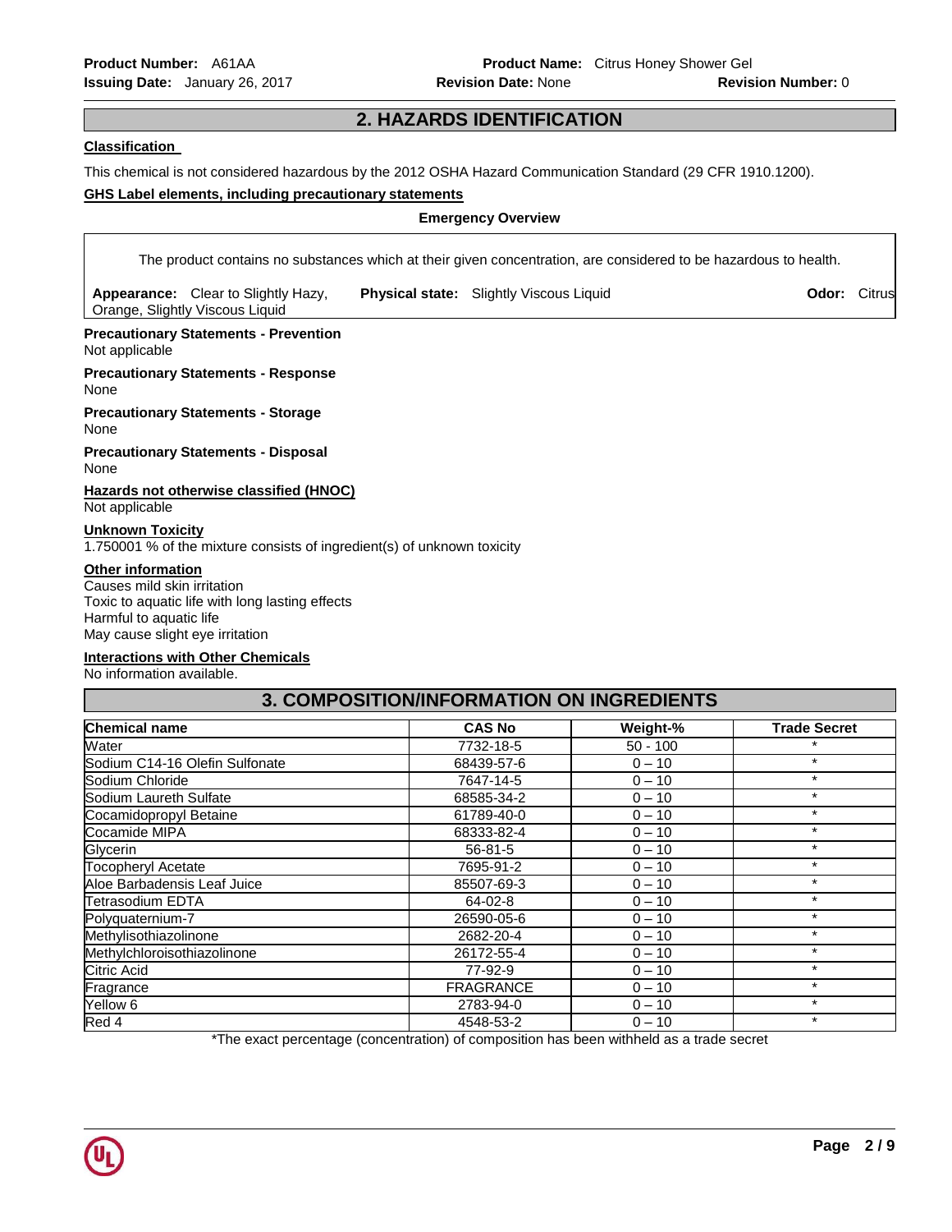## 2. HAZARDS IDENTIFICATION

**Classification**

This chemical is not considered hazardous by the 2012 OSHA Hazard Communication Standard (29 CFR 1910.1200).

**GHS Label elements, including precautionary statements**

**Emergency Overview**

The product contains no substances which at their given concentration, are considered to be hazardous to health.

**Appearance:** Clear to Slightly Hazy, Orange, Slightly Viscous Liquid **Physical state:** Slightly Viscous Liquid **Odor:** Citrus

**Precautionary Statements - Prevention**
Not applicable

**Precautionary Statements - Response**
None

**Precautionary Statements - Storage**
None

**Precautionary Statements - Disposal**
None

**Hazards not otherwise classified (HNOC)**
Not applicable

**Unknown Toxicity**
1.750001 % of the mixture consists of ingredient(s) of unknown toxicity

**Other information**
Causes mild skin irritation
Toxic to aquatic life with long lasting effects
Harmful to aquatic life
May cause slight eye irritation

**Interactions with Other Chemicals**
No information available.

## 3. COMPOSITION/INFORMATION ON INGREDIENTS

| Chemical name | CAS No | Weight-% | Trade Secret |
|---|---|---|---|
| Water | 7732-18-5 | 50 - 100 | * |
| Sodium C14-16 Olefin Sulfonate | 68439-57-6 | 0 – 10 | * |
| Sodium Chloride | 7647-14-5 | 0 – 10 | * |
| Sodium Laureth Sulfate | 68585-34-2 | 0 – 10 | * |
| Cocamidopropyl Betaine | 61789-40-0 | 0 – 10 | * |
| Cocamide MIPA | 68333-82-4 | 0 – 10 | * |
| Glycerin | 56-81-5 | 0 – 10 | * |
| Tocopheryl Acetate | 7695-91-2 | 0 – 10 | * |
| Aloe Barbadensis Leaf Juice | 85507-69-3 | 0 – 10 | * |
| Tetrasodium EDTA | 64-02-8 | 0 – 10 | * |
| Polyquaternium-7 | 26590-05-6 | 0 – 10 | * |
| Methylisothiazolinone | 2682-20-4 | 0 – 10 | * |
| Methylchloroisothiazolinone | 26172-55-4 | 0 – 10 | * |
| Citric Acid | 77-92-9 | 0 – 10 | * |
| Fragrance | FRAGRANCE | 0 – 10 | * |
| Yellow 6 | 2783-94-0 | 0 – 10 | * |
| Red 4 | 4548-53-2 | 0 – 10 | * |

*The exact percentage (concentration) of composition has been withheld as a trade secret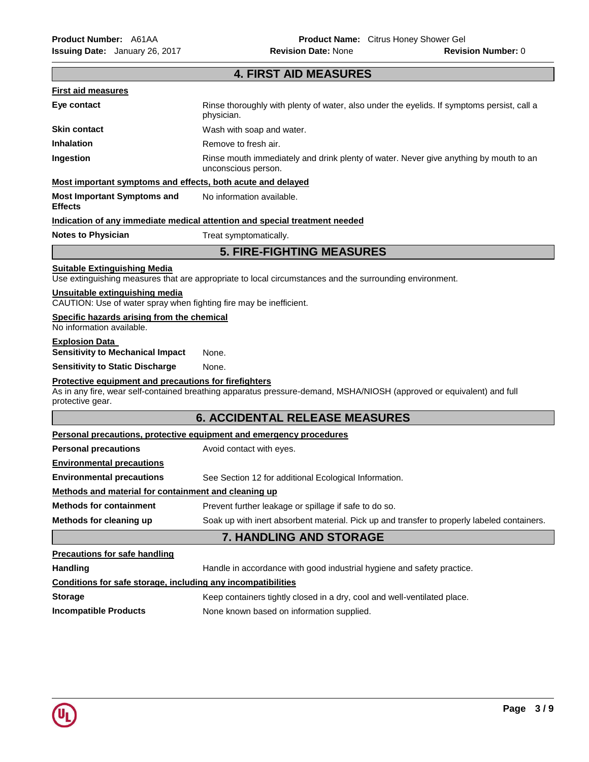## 4. FIRST AID MEASURES

### First aid measures

| | |
|---|---|
| **Eye contact** | Rinse thoroughly with plenty of water, also under the eyelids. If symptoms persist, call a physician. |
| **Skin contact** | Wash with soap and water. |
| **Inhalation** | Remove to fresh air. |
| **Ingestion** | Rinse mouth immediately and drink plenty of water. Never give anything by mouth to an unconscious person. |

### Most important symptoms and effects, both acute and delayed

| | |
|---|---|
| **Most Important Symptoms and Effects** | No information available. |

### Indication of any immediate medical attention and special treatment needed

| | |
|---|---|
| **Notes to Physician** | Treat symptomatically. |

## 5. FIRE-FIGHTING MEASURES

### Suitable Extinguishing Media

Use extinguishing measures that are appropriate to local circumstances and the surrounding environment.

### Unsuitable extinguishing media

CAUTION: Use of water spray when fighting fire may be inefficient.

### Specific hazards arising from the chemical

No information available.

### Explosion Data

| | |
|---|---|
| **Sensitivity to Mechanical Impact** | None. |
| **Sensitivity to Static Discharge** | None. |

### Protective equipment and precautions for firefighters

As in any fire, wear self-contained breathing apparatus pressure-demand, MSHA/NIOSH (approved or equivalent) and full protective gear.

## 6. ACCIDENTAL RELEASE MEASURES

### Personal precautions, protective equipment and emergency procedures

| | |
|---|---|
| **Personal precautions** | Avoid contact with eyes. |

### Environmental precautions

| | |
|---|---|
| **Environmental precautions** | See Section 12 for additional Ecological Information. |

### Methods and material for containment and cleaning up

| | |
|---|---|
| **Methods for containment** | Prevent further leakage or spillage if safe to do so. |
| **Methods for cleaning up** | Soak up with inert absorbent material. Pick up and transfer to properly labeled containers. |

## 7. HANDLING AND STORAGE

### Precautions for safe handling

| | |
|---|---|
| **Handling** | Handle in accordance with good industrial hygiene and safety practice. |

### Conditions for safe storage, including any incompatibilities

| | |
|---|---|
| **Storage** | Keep containers tightly closed in a dry, cool and well-ventilated place. |
| **Incompatible Products** | None known based on information supplied. |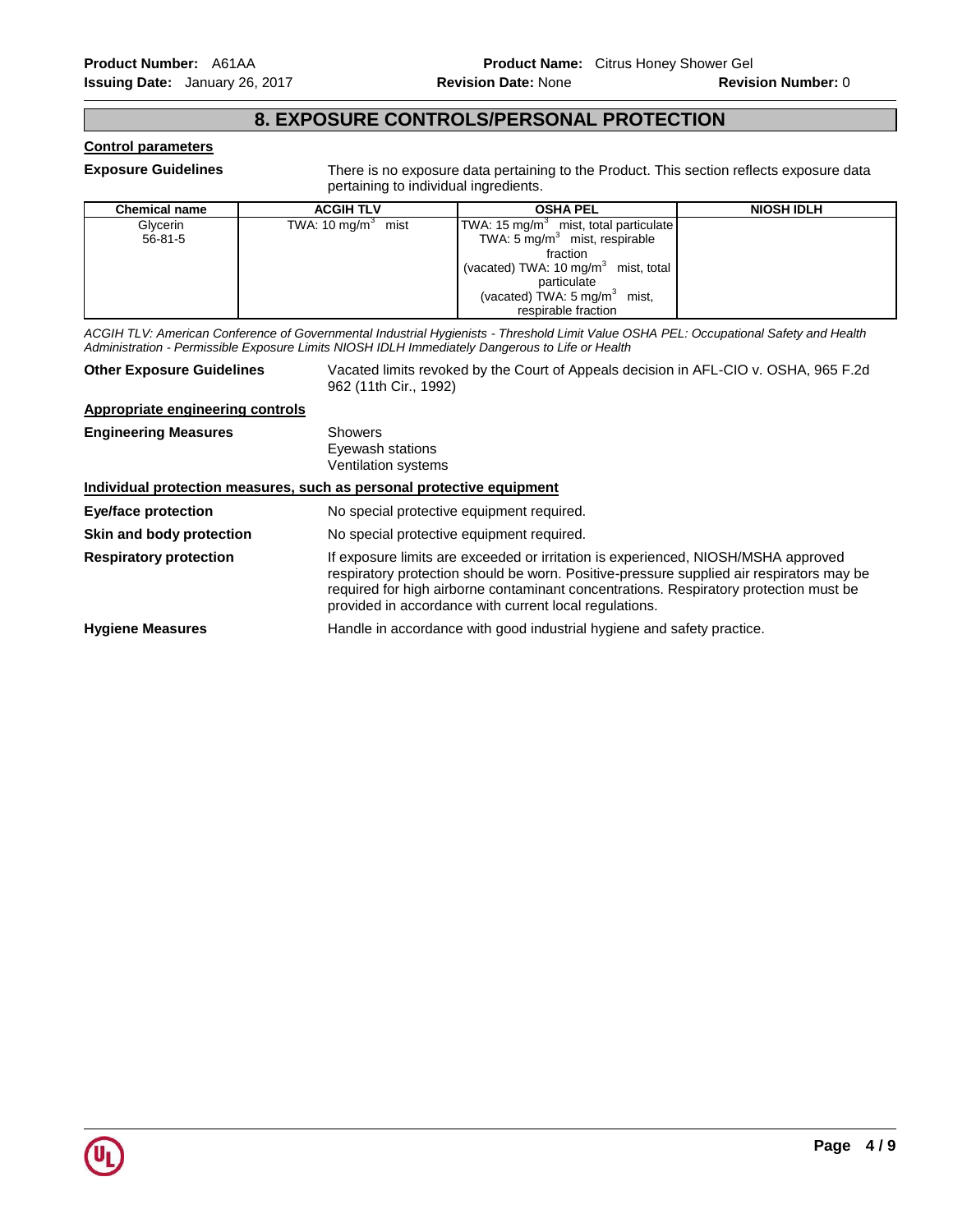## 8. EXPOSURE CONTROLS/PERSONAL PROTECTION

**Control parameters**

**Exposure Guidelines** There is no exposure data pertaining to the Product. This section reflects exposure data pertaining to individual ingredients.

| Chemical name | ACGIH TLV | OSHA PEL | NIOSH IDLH |
|---|---|---|---|
| Glycerin 56-81-5 | TWA: 10 mg/m$^3$ mist | TWA: 15 mg/m$^3$ mist, total particulate<br>TWA: 5 mg/m$^3$ mist, respirable fraction<br>(vacated) TWA: 10 mg/m$^3$ mist, total particulate<br>(vacated) TWA: 5 mg/m$^3$ mist, respirable fraction | |

*ACGIH TLV: American Conference of Governmental Industrial Hygienists - Threshold Limit Value OSHA PEL: Occupational Safety and Health Administration - Permissible Exposure Limits NIOSH IDLH Immediately Dangerous to Life or Health*

**Other Exposure Guidelines** Vacated limits revoked by the Court of Appeals decision in AFL-CIO v. OSHA, 965 F.2d 962 (11th Cir., 1992)

**Appropriate engineering controls**

**Engineering Measures**
Showers
Eyewash stations
Ventilation systems

**Individual protection measures, such as personal protective equipment**

**Eye/face protection** No special protective equipment required.

**Skin and body protection** No special protective equipment required.

**Respiratory protection** If exposure limits are exceeded or irritation is experienced, NIOSH/MSHA approved respiratory protection should be worn. Positive-pressure supplied air respirators may be required for high airborne contaminant concentrations. Respiratory protection must be provided in accordance with current local regulations.

**Hygiene Measures** Handle in accordance with good industrial hygiene and safety practice.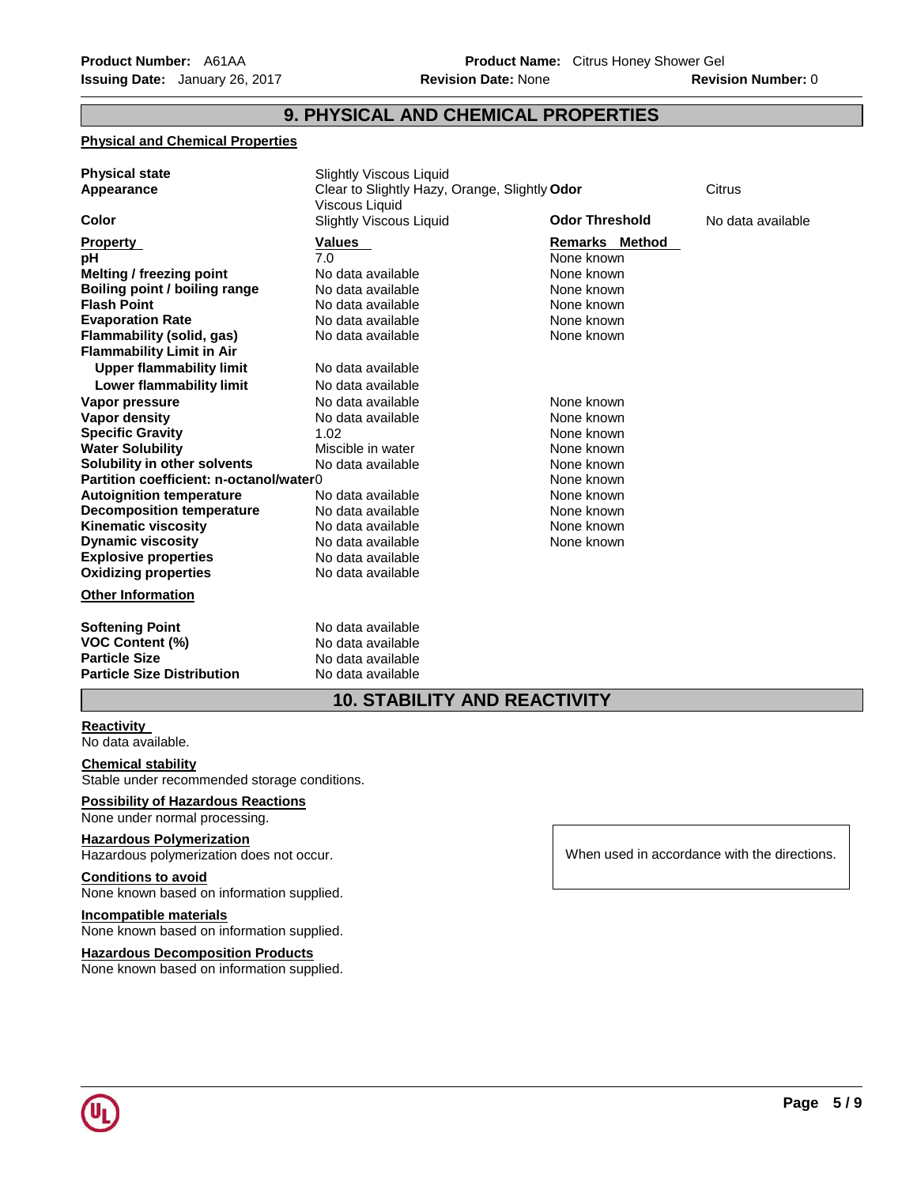## 9. PHYSICAL AND CHEMICAL PROPERTIES

### Physical and Chemical Properties

| | | | |
|---|---|---|---|
| **Physical state** | Slightly Viscous Liquid | | |
| **Appearance** | Clear to Slightly Hazy, Orange, Slightly Viscous Liquid | **Odor** | Citrus |
| **Color** | Slightly Viscous Liquid | **Odor Threshold** | No data available |

| **Property** | **Values** | **Remarks Method** |
|---|---|---|
| **pH** | 7.0 | None known |
| **Melting / freezing point** | No data available | None known |
| **Boiling point / boiling range** | No data available | None known |
| **Flash Point** | No data available | None known |
| **Evaporation Rate** | No data available | None known |
| **Flammability (solid, gas)** | No data available | None known |
| **Flammability Limit in Air** | | |
| **Upper flammability limit** | No data available | |
| **Lower flammability limit** | No data available | |
| **Vapor pressure** | No data available | None known |
| **Vapor density** | No data available | None known |
| **Specific Gravity** | 1.02 | None known |
| **Water Solubility** | Miscible in water | None known |
| **Solubility in other solvents** | No data available | None known |
| **Partition coefficient: n-octanol/water** | 0 | None known |
| **Autoignition temperature** | No data available | None known |
| **Decomposition temperature** | No data available | None known |
| **Kinematic viscosity** | No data available | None known |
| **Dynamic viscosity** | No data available | None known |
| **Explosive properties** | No data available | |
| **Oxidizing properties** | No data available | |

### Other Information

| | |
|---|---|
| **Softening Point** | No data available |
| **VOC Content (%)** | No data available |
| **Particle Size** | No data available |
| **Particle Size Distribution** | No data available |

## 10. STABILITY AND REACTIVITY

**Reactivity**
No data available.

**Chemical stability**
Stable under recommended storage conditions.

**Possibility of Hazardous Reactions**
None under normal processing.

**Hazardous Polymerization**
Hazardous polymerization does not occur.

When used in accordance with the directions.

**Conditions to avoid**
None known based on information supplied.

**Incompatible materials**
None known based on information supplied.

**Hazardous Decomposition Products**
None known based on information supplied.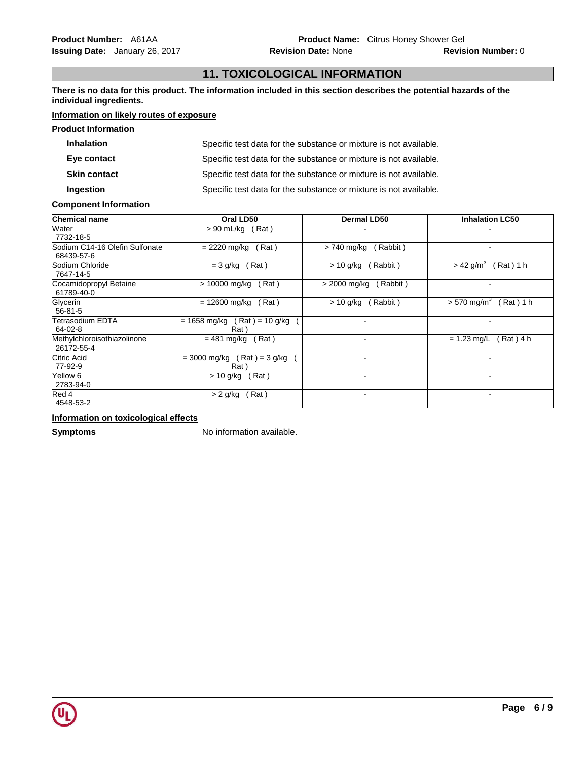## 11. TOXICOLOGICAL INFORMATION

**There is no data for this product. The information included in this section describes the potential hazards of the individual ingredients.**

**Information on likely routes of exposure**

**Product Information**

**Inhalation** Specific test data for the substance or mixture is not available.

**Eye contact** Specific test data for the substance or mixture is not available.

**Skin contact** Specific test data for the substance or mixture is not available.

**Ingestion** Specific test data for the substance or mixture is not available.

**Component Information**

| Chemical name | Oral LD50 | Dermal LD50 | Inhalation LC50 |
|---|---|---|---|
| Water<br>7732-18-5 | > 90 mL/kg ( Rat ) | - | - |
| Sodium C14-16 Olefin Sulfonate<br>68439-57-6 | = 2220 mg/kg ( Rat ) | > 740 mg/kg ( Rabbit ) | - |
| Sodium Chloride<br>7647-14-5 | = 3 g/kg ( Rat ) | > 10 g/kg ( Rabbit ) | > 42 g/m$^3$ ( Rat ) 1 h |
| Cocamidopropyl Betaine<br>61789-40-0 | > 10000 mg/kg ( Rat ) | > 2000 mg/kg ( Rabbit ) | - |
| Glycerin<br>56-81-5 | = 12600 mg/kg ( Rat ) | > 10 g/kg ( Rabbit ) | > 570 mg/m$^3$ ( Rat ) 1 h |
| Tetrasodium EDTA<br>64-02-8 | = 1658 mg/kg ( Rat ) = 10 g/kg ( Rat ) | - | - |
| Methylchloroisothiazolinone<br>26172-55-4 | = 481 mg/kg ( Rat ) | - | = 1.23 mg/L ( Rat ) 4 h |
| Citric Acid<br>77-92-9 | = 3000 mg/kg ( Rat ) = 3 g/kg ( Rat ) | - | - |
| Yellow 6<br>2783-94-0 | > 10 g/kg ( Rat ) | - | - |
| Red 4<br>4548-53-2 | > 2 g/kg ( Rat ) | - | - |

**Information on toxicological effects**

**Symptoms** No information available.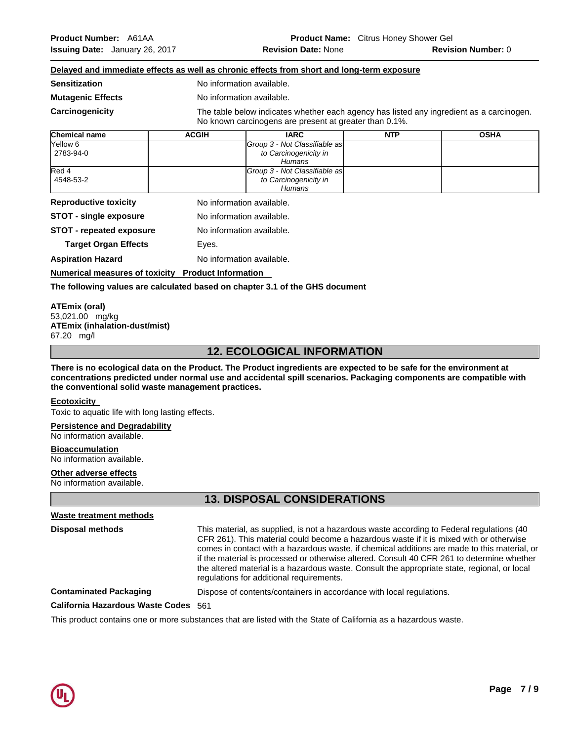**Delayed and immediate effects as well as chronic effects from short and long-term exposure**

**Sensitization** No information available.

**Mutagenic Effects** No information available.

**Carcinogenicity** The table below indicates whether each agency has listed any ingredient as a carcinogen. No known carcinogens are present at greater than 0.1%.

| Chemical name | ACGIH | IARC | NTP | OSHA |
|---|---|---|---|---|
| Yellow 6<br>2783-94-0 | | *Group 3 - Not Classifiable as to Carcinogenicity in Humans* | | |
| Red 4<br>4548-53-2 | | *Group 3 - Not Classifiable as to Carcinogenicity in Humans* | | |

**Reproductive toxicity** No information available.

**STOT - single exposure** No information available.

**STOT - repeated exposure** No information available.

**Target Organ Effects** Eyes.

**Aspiration Hazard** No information available.

**Numerical measures of toxicity Product Information**

**The following values are calculated based on chapter 3.1 of the GHS document**

**ATEmix (oral)**
53,021.00 mg/kg
**ATEmix (inhalation-dust/mist)**
67.20 mg/l

## 12. ECOLOGICAL INFORMATION

**There is no ecological data on the Product. The Product ingredients are expected to be safe for the environment at concentrations predicted under normal use and accidental spill scenarios. Packaging components are compatible with the conventional solid waste management practices.**

**Ecotoxicity**
Toxic to aquatic life with long lasting effects.

**Persistence and Degradability**
No information available.

**Bioaccumulation**
No information available.

**Other adverse effects**
No information available.

## 13. DISPOSAL CONSIDERATIONS

**Waste treatment methods**

**Disposal methods** This material, as supplied, is not a hazardous waste according to Federal regulations (40 CFR 261). This material could become a hazardous waste if it is mixed with or otherwise comes in contact with a hazardous waste, if chemical additions are made to this material, or if the material is processed or otherwise altered. Consult 40 CFR 261 to determine whether the altered material is a hazardous waste. Consult the appropriate state, regional, or local regulations for additional requirements.

**Contaminated Packaging** Dispose of contents/containers in accordance with local regulations.

**California Hazardous Waste Codes** 561

This product contains one or more substances that are listed with the State of California as a hazardous waste.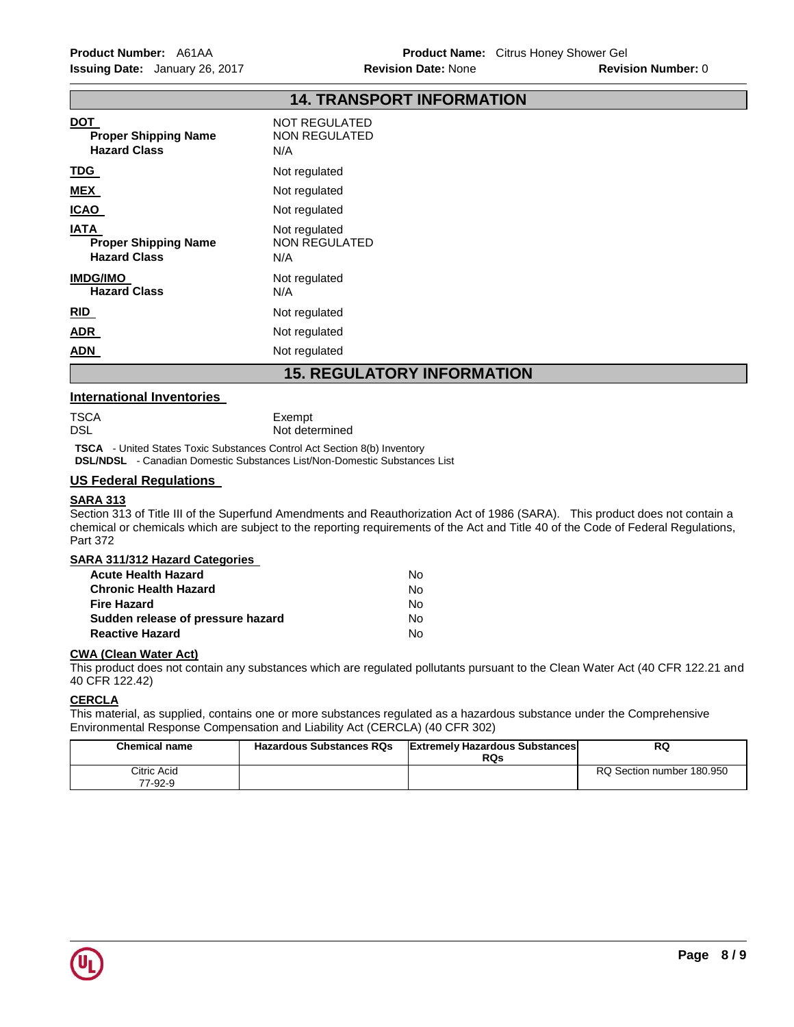## 14. TRANSPORT INFORMATION

**DOT**

| | |
|---|---|
| | NOT REGULATED |
| **Proper Shipping Name** | NON REGULATED |
| **Hazard Class** | N/A |

**TDG** Not regulated

**MEX** Not regulated

**ICAO** Not regulated

**IATA**

| | |
|---|---|
| | Not regulated |
| **Proper Shipping Name** | NON REGULATED |
| **Hazard Class** | N/A |

**IMDG/IMO**

| | |
|---|---|
| | Not regulated |
| **Hazard Class** | N/A |

**RID** Not regulated

**ADR** Not regulated

**ADN** Not regulated

## 15. REGULATORY INFORMATION

### International Inventories

| | |
|---|---|
| TSCA | Exempt |
| DSL | Not determined |

**TSCA** - United States Toxic Substances Control Act Section 8(b) Inventory
**DSL/NDSL** - Canadian Domestic Substances List/Non-Domestic Substances List

### US Federal Regulations

**SARA 313**

Section 313 of Title III of the Superfund Amendments and Reauthorization Act of 1986 (SARA). This product does not contain a chemical or chemicals which are subject to the reporting requirements of the Act and Title 40 of the Code of Federal Regulations, Part 372

**SARA 311/312 Hazard Categories**

| | |
|---|---|
| **Acute Health Hazard** | No |
| **Chronic Health Hazard** | No |
| **Fire Hazard** | No |
| **Sudden release of pressure hazard** | No |
| **Reactive Hazard** | No |

**CWA (Clean Water Act)**

This product does not contain any substances which are regulated pollutants pursuant to the Clean Water Act (40 CFR 122.21 and 40 CFR 122.42)

**CERCLA**

This material, as supplied, contains one or more substances regulated as a hazardous substance under the Comprehensive Environmental Response Compensation and Liability Act (CERCLA) (40 CFR 302)

| Chemical name | Hazardous Substances RQs | Extremely Hazardous Substances RQs | RQ |
|---|---|---|---|
| Citric Acid 77-92-9 | | | RQ Section number 180.950 |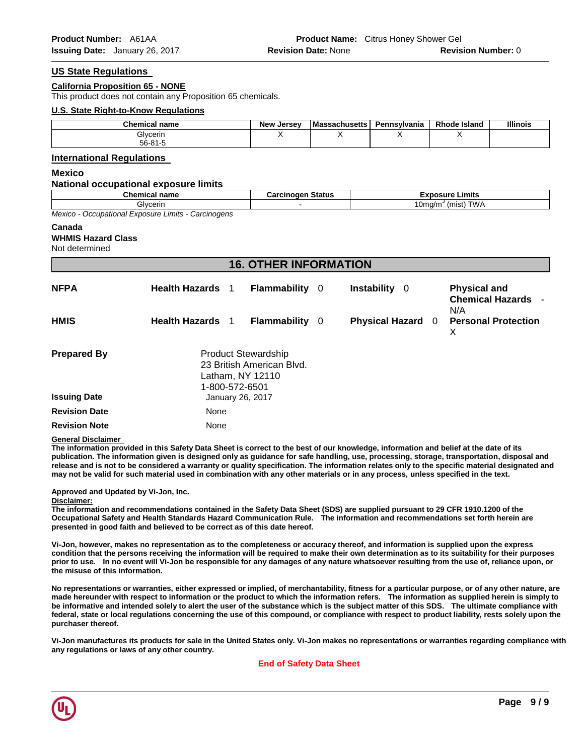## US State Regulations

**California Proposition 65 - NONE**

This product does not contain any Proposition 65 chemicals.

**U.S. State Right-to-Know Regulations**

| Chemical name | New Jersey | Massachusetts | Pennsylvania | Rhode Island | Illinois |
|---|---|---|---|---|---|
| Glycerin<br>56-81-5 | X | X | X | X | |

## International Regulations

### Mexico

### National occupational exposure limits

| Chemical name | Carcinogen Status | Exposure Limits |
|---|---|---|
| Glycerin | - | 10mg/m$^3$ (mist) TWA |

*Mexico - Occupational Exposure Limits - Carcinogens*

**Canada**

**WHMIS Hazard Class**

Not determined

## 16. OTHER INFORMATION

| | | | | |
|---|---|---|---|---|
| **NFPA** | **Health Hazards** 1 | **Flammability** 0 | **Instability** 0 | **Physical and Chemical Hazards** - N/A |
| **HMIS** | **Health Hazards** 1 | **Flammability** 0 | **Physical Hazard** 0 | **Personal Protection** X |

**Prepared By** Product Stewardship
23 British American Blvd.
Latham, NY 12110
1-800-572-6501

**Issuing Date** January 26, 2017

**Revision Date** None

**Revision Note** None

**General Disclaimer**

**The information provided in this Safety Data Sheet is correct to the best of our knowledge, information and belief at the date of its publication. The information given is designed only as guidance for safe handling, use, processing, storage, transportation, disposal and release and is not to be considered a warranty or quality specification. The information relates only to the specific material designated and may not be valid for such material used in combination with any other materials or in any process, unless specified in the text.**

**Approved and Updated by Vi-Jon, Inc.**

**Disclaimer:**

**The information and recommendations contained in the Safety Data Sheet (SDS) are supplied pursuant to 29 CFR 1910.1200 of the Occupational Safety and Health Standards Hazard Communication Rule. The information and recommendations set forth herein are presented in good faith and believed to be correct as of this date hereof.**

**Vi-Jon, however, makes no representation as to the completeness or accuracy thereof, and information is supplied upon the express condition that the persons receiving the information will be required to make their own determination as to its suitability for their purposes prior to use. In no event will Vi-Jon be responsible for any damages of any nature whatsoever resulting from the use of, reliance upon, or the misuse of this information.**

**No representations or warranties, either expressed or implied, of merchantability, fitness for a particular purpose, or of any other nature, are made hereunder with respect to information or the product to which the information refers. The information as supplied herein is simply to be informative and intended solely to alert the user of the substance which is the subject matter of this SDS. The ultimate compliance with federal, state or local regulations concerning the use of this compound, or compliance with respect to product liability, rests solely upon the purchaser thereof.**

**Vi-Jon manufactures its products for sale in the United States only. Vi-Jon makes no representations or warranties regarding compliance with any regulations or laws of any other country.**

**End of Safety Data Sheet**